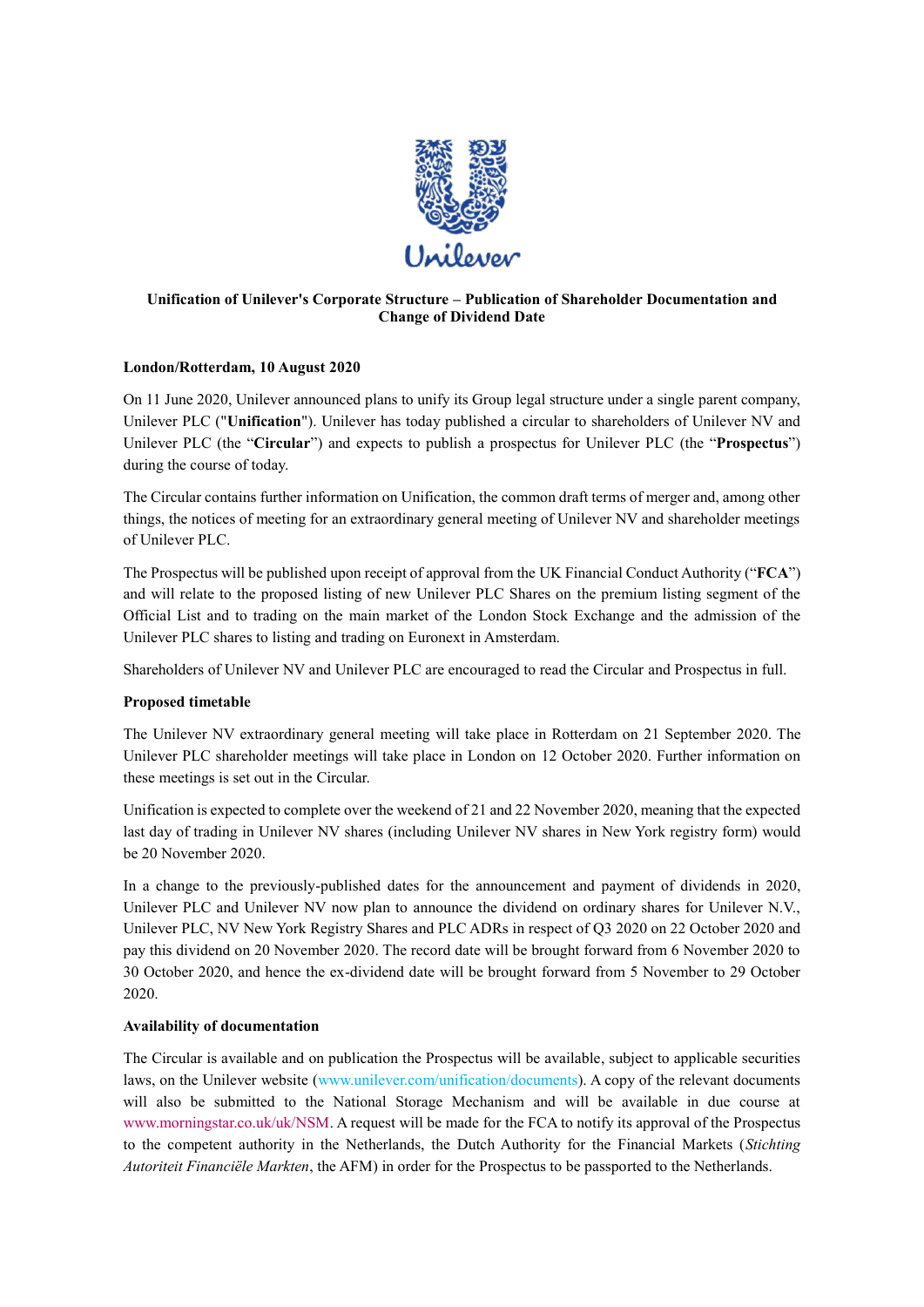# Unification of Unilever's Corporate Structure – Publication of Shareholder Documentation and Change of Dividend Date

**London/Rotterdam, 10 August 2020**

On 11 June 2020, Unilever announced plans to unify its Group legal structure under a single parent company, Unilever PLC ("**Unification**"). Unilever has today published a circular to shareholders of Unilever NV and Unilever PLC (the "**Circular**") and expects to publish a prospectus for Unilever PLC (the "**Prospectus**") during the course of today.

The Circular contains further information on Unification, the common draft terms of merger and, among other things, the notices of meeting for an extraordinary general meeting of Unilever NV and shareholder meetings of Unilever PLC.

The Prospectus will be published upon receipt of approval from the UK Financial Conduct Authority ("**FCA**") and will relate to the proposed listing of new Unilever PLC Shares on the premium listing segment of the Official List and to trading on the main market of the London Stock Exchange and the admission of the Unilever PLC shares to listing and trading on Euronext in Amsterdam.

Shareholders of Unilever NV and Unilever PLC are encouraged to read the Circular and Prospectus in full.

**Proposed timetable**

The Unilever NV extraordinary general meeting will take place in Rotterdam on 21 September 2020. The Unilever PLC shareholder meetings will take place in London on 12 October 2020. Further information on these meetings is set out in the Circular.

Unification is expected to complete over the weekend of 21 and 22 November 2020, meaning that the expected last day of trading in Unilever NV shares (including Unilever NV shares in New York registry form) would be 20 November 2020.

In a change to the previously-published dates for the announcement and payment of dividends in 2020, Unilever PLC and Unilever NV now plan to announce the dividend on ordinary shares for Unilever N.V., Unilever PLC, NV New York Registry Shares and PLC ADRs in respect of Q3 2020 on 22 October 2020 and pay this dividend on 20 November 2020. The record date will be brought forward from 6 November 2020 to 30 October 2020, and hence the ex-dividend date will be brought forward from 5 November to 29 October 2020.

**Availability of documentation**

The Circular is available and on publication the Prospectus will be available, subject to applicable securities laws, on the Unilever website (www.unilever.com/unification/documents). A copy of the relevant documents will also be submitted to the National Storage Mechanism and will be available in due course at www.morningstar.co.uk/uk/NSM. A request will be made for the FCA to notify its approval of the Prospectus to the competent authority in the Netherlands, the Dutch Authority for the Financial Markets (*Stichting Autoriteit Financiële Markten*, the AFM) in order for the Prospectus to be passported to the Netherlands.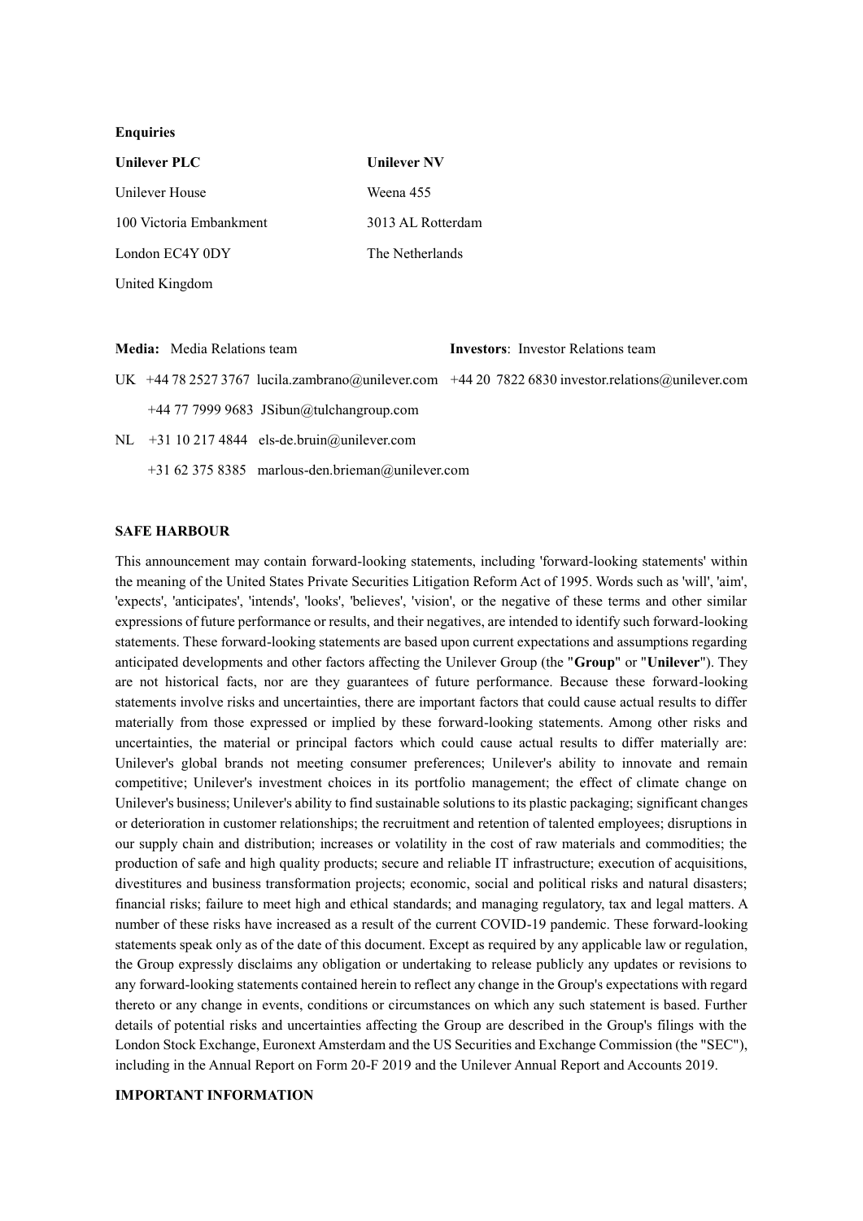**Enquiries**

| **Unilever PLC** | **Unilever NV** |
| --- | --- |
| Unilever House | Weena 455 |
| 100 Victoria Embankment | 3013 AL Rotterdam |
| London EC4Y 0DY | The Netherlands |
| United Kingdom | |

| | **Media:** Media Relations team | **Investors**: Investor Relations team |
| --- | --- | --- |
| UK | +44 78 2527 3767 lucila.zambrano@unilever.com | +44 20 7822 6830 investor.relations@unilever.com |
| | +44 77 7999 9683 JSibun@tulchangroup.com | |
| NL | +31 10 217 4844 els-de.bruin@unilever.com | |
| | +31 62 375 8385 marlous-den.brieman@unilever.com | |

**SAFE HARBOUR**

This announcement may contain forward-looking statements, including 'forward-looking statements' within the meaning of the United States Private Securities Litigation Reform Act of 1995. Words such as 'will', 'aim', 'expects', 'anticipates', 'intends', 'looks', 'believes', 'vision', or the negative of these terms and other similar expressions of future performance or results, and their negatives, are intended to identify such forward-looking statements. These forward-looking statements are based upon current expectations and assumptions regarding anticipated developments and other factors affecting the Unilever Group (the "**Group**" or "**Unilever**"). They are not historical facts, nor are they guarantees of future performance. Because these forward-looking statements involve risks and uncertainties, there are important factors that could cause actual results to differ materially from those expressed or implied by these forward-looking statements. Among other risks and uncertainties, the material or principal factors which could cause actual results to differ materially are: Unilever's global brands not meeting consumer preferences; Unilever's ability to innovate and remain competitive; Unilever's investment choices in its portfolio management; the effect of climate change on Unilever's business; Unilever's ability to find sustainable solutions to its plastic packaging; significant changes or deterioration in customer relationships; the recruitment and retention of talented employees; disruptions in our supply chain and distribution; increases or volatility in the cost of raw materials and commodities; the production of safe and high quality products; secure and reliable IT infrastructure; execution of acquisitions, divestitures and business transformation projects; economic, social and political risks and natural disasters; financial risks; failure to meet high and ethical standards; and managing regulatory, tax and legal matters. A number of these risks have increased as a result of the current COVID-19 pandemic. These forward-looking statements speak only as of the date of this document. Except as required by any applicable law or regulation, the Group expressly disclaims any obligation or undertaking to release publicly any updates or revisions to any forward-looking statements contained herein to reflect any change in the Group's expectations with regard thereto or any change in events, conditions or circumstances on which any such statement is based. Further details of potential risks and uncertainties affecting the Group are described in the Group's filings with the London Stock Exchange, Euronext Amsterdam and the US Securities and Exchange Commission (the "SEC"), including in the Annual Report on Form 20-F 2019 and the Unilever Annual Report and Accounts 2019.

**IMPORTANT INFORMATION**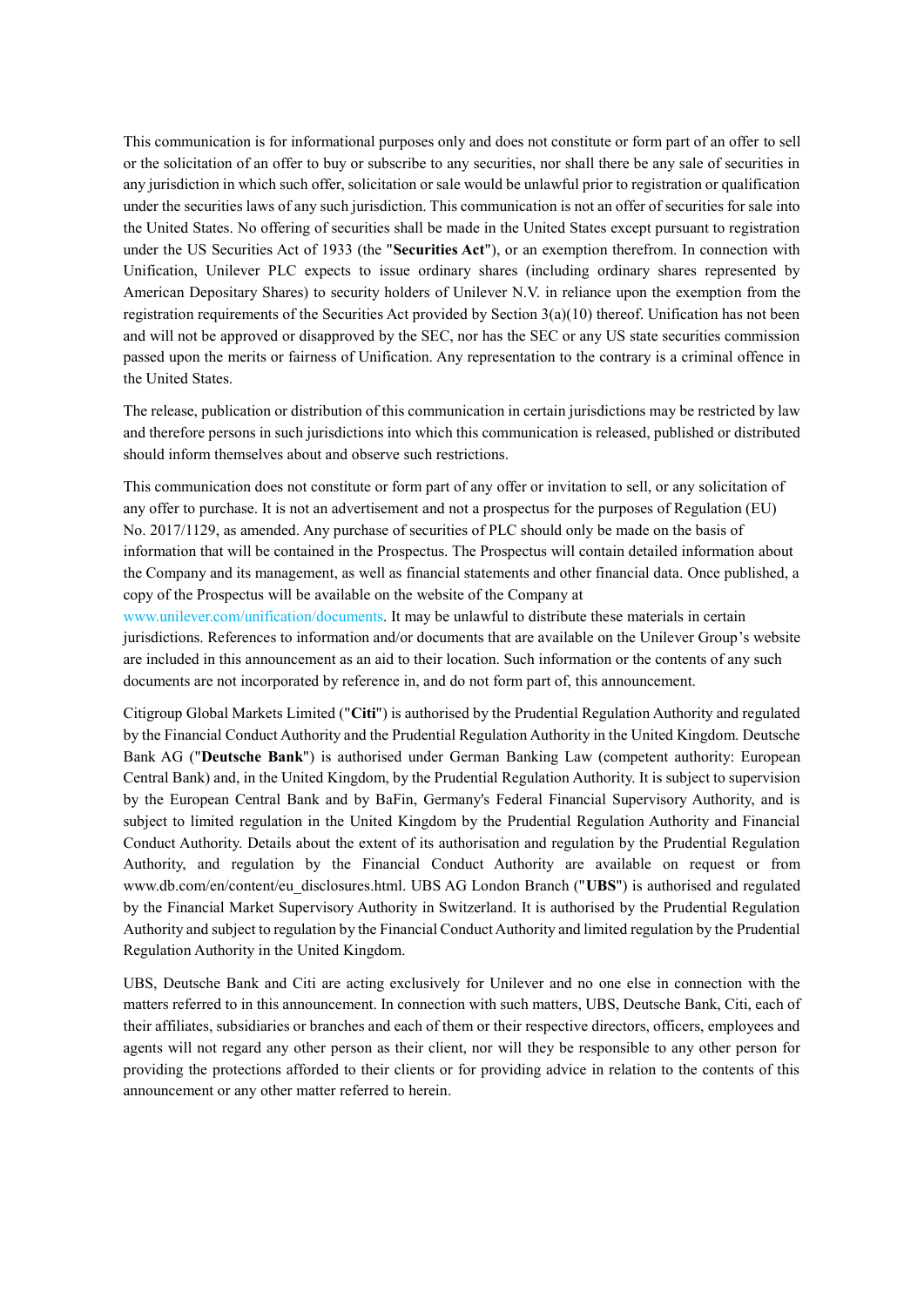This communication is for informational purposes only and does not constitute or form part of an offer to sell or the solicitation of an offer to buy or subscribe to any securities, nor shall there be any sale of securities in any jurisdiction in which such offer, solicitation or sale would be unlawful prior to registration or qualification under the securities laws of any such jurisdiction. This communication is not an offer of securities for sale into the United States. No offering of securities shall be made in the United States except pursuant to registration under the US Securities Act of 1933 (the "**Securities Act**"), or an exemption therefrom. In connection with Unification, Unilever PLC expects to issue ordinary shares (including ordinary shares represented by American Depositary Shares) to security holders of Unilever N.V. in reliance upon the exemption from the registration requirements of the Securities Act provided by Section 3(a)(10) thereof. Unification has not been and will not be approved or disapproved by the SEC, nor has the SEC or any US state securities commission passed upon the merits or fairness of Unification. Any representation to the contrary is a criminal offence in the United States.

The release, publication or distribution of this communication in certain jurisdictions may be restricted by law and therefore persons in such jurisdictions into which this communication is released, published or distributed should inform themselves about and observe such restrictions.

This communication does not constitute or form part of any offer or invitation to sell, or any solicitation of any offer to purchase. It is not an advertisement and not a prospectus for the purposes of Regulation (EU) No. 2017/1129, as amended. Any purchase of securities of PLC should only be made on the basis of information that will be contained in the Prospectus. The Prospectus will contain detailed information about the Company and its management, as well as financial statements and other financial data. Once published, a copy of the Prospectus will be available on the website of the Company at www.unilever.com/unification/documents. It may be unlawful to distribute these materials in certain jurisdictions. References to information and/or documents that are available on the Unilever Group's website are included in this announcement as an aid to their location. Such information or the contents of any such documents are not incorporated by reference in, and do not form part of, this announcement.

Citigroup Global Markets Limited ("**Citi**") is authorised by the Prudential Regulation Authority and regulated by the Financial Conduct Authority and the Prudential Regulation Authority in the United Kingdom. Deutsche Bank AG ("**Deutsche Bank**") is authorised under German Banking Law (competent authority: European Central Bank) and, in the United Kingdom, by the Prudential Regulation Authority. It is subject to supervision by the European Central Bank and by BaFin, Germany's Federal Financial Supervisory Authority, and is subject to limited regulation in the United Kingdom by the Prudential Regulation Authority and Financial Conduct Authority. Details about the extent of its authorisation and regulation by the Prudential Regulation Authority, and regulation by the Financial Conduct Authority are available on request or from www.db.com/en/content/eu_disclosures.html. UBS AG London Branch ("**UBS**") is authorised and regulated by the Financial Market Supervisory Authority in Switzerland. It is authorised by the Prudential Regulation Authority and subject to regulation by the Financial Conduct Authority and limited regulation by the Prudential Regulation Authority in the United Kingdom.

UBS, Deutsche Bank and Citi are acting exclusively for Unilever and no one else in connection with the matters referred to in this announcement. In connection with such matters, UBS, Deutsche Bank, Citi, each of their affiliates, subsidiaries or branches and each of them or their respective directors, officers, employees and agents will not regard any other person as their client, nor will they be responsible to any other person for providing the protections afforded to their clients or for providing advice in relation to the contents of this announcement or any other matter referred to herein.